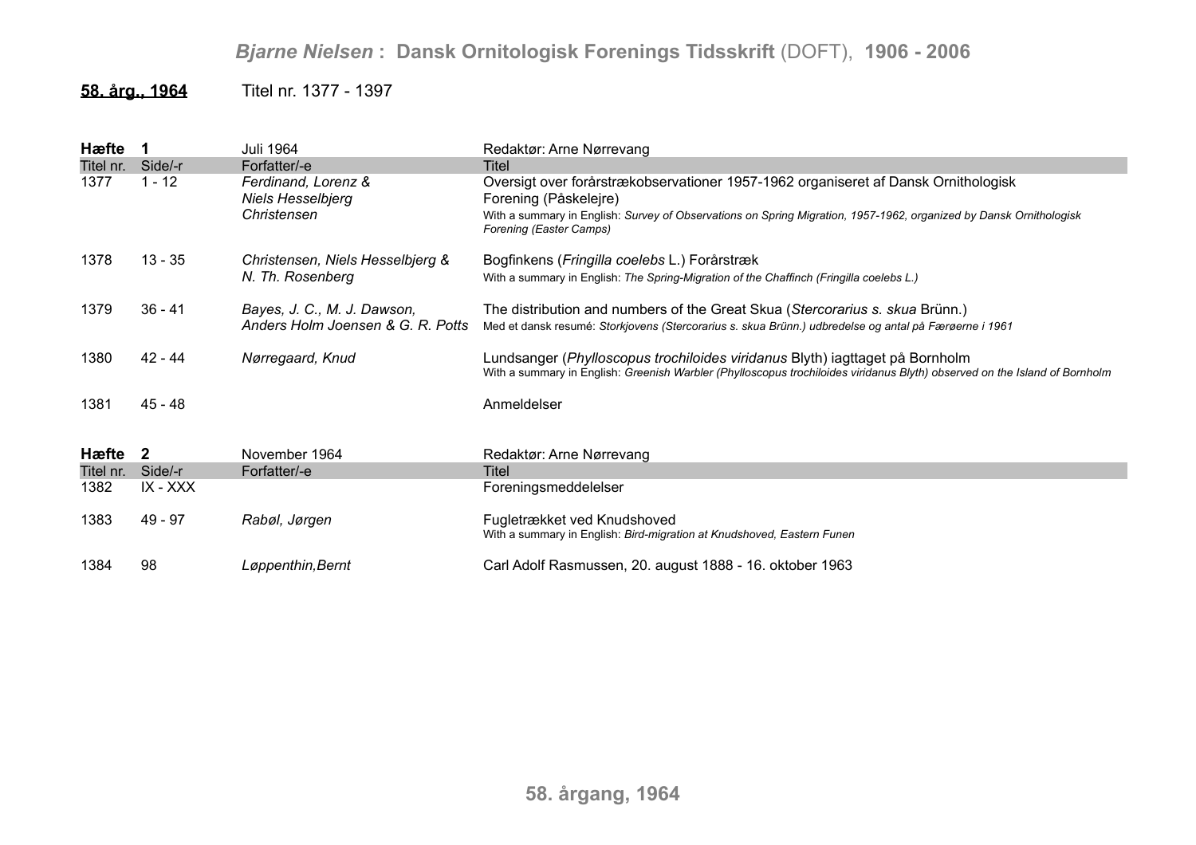**58. årg., 1964** Titel nr. 1377 - 1397

**Hæfte 1** Juli 1964 Redaktør: Arne Nørrevang

| Titel nr. | Side/-r | Forfatter/-e | Titel |
|---|---|---|---|
| 1377 | 1 - 12 | *Ferdinand, Lorenz & Niels Hesselbjerg Christensen* | Oversigt over forårstrækobservationer 1957-1962 organiseret af Dansk Ornithologisk Forening (Påskelejre)<br>With a summary in English: *Survey of Observations on Spring Migration, 1957-1962, organized by Dansk Ornithologisk Forening (Easter Camps)* |
| 1378 | 13 - 35 | *Christensen, Niels Hesselbjerg & N. Th. Rosenberg* | Bogfinkens (*Fringilla coelebs* L.) Forårstræk<br>With a summary in English: *The Spring-Migration of the Chaffinch (Fringilla coelebs L.)* |
| 1379 | 36 - 41 | *Bayes, J. C., M. J. Dawson, Anders Holm Joensen & G. R. Potts* | The distribution and numbers of the Great Skua (*Stercorarius s. skua* Brünn.)<br>Med et dansk resumé: *Storkjovens (Stercorarius s. skua Brünn.) udbredelse og antal på Færøerne i 1961* |
| 1380 | 42 - 44 | *Nørregaard, Knud* | Lundsanger (*Phylloscopus trochiloides viridanus* Blyth) iagttaget på Bornholm<br>With a summary in English: *Greenish Warbler (Phylloscopus trochiloides viridanus Blyth) observed on the Island of Bornholm* |
| 1381 | 45 - 48 | | Anmeldelser |

**Hæfte 2** November 1964 Redaktør: Arne Nørrevang

| Titel nr. | Side/-r | Forfatter/-e | Titel |
|---|---|---|---|
| 1382 | IX - XXX | | Foreningsmeddelelser |
| 1383 | 49 - 97 | *Rabøl, Jørgen* | Fugletrækket ved Knudshoved<br>With a summary in English: *Bird-migration at Knudshoved, Eastern Funen* |
| 1384 | 98 | *Løppenthin,Bernt* | Carl Adolf Rasmussen, 20. august 1888 - 16. oktober 1963 |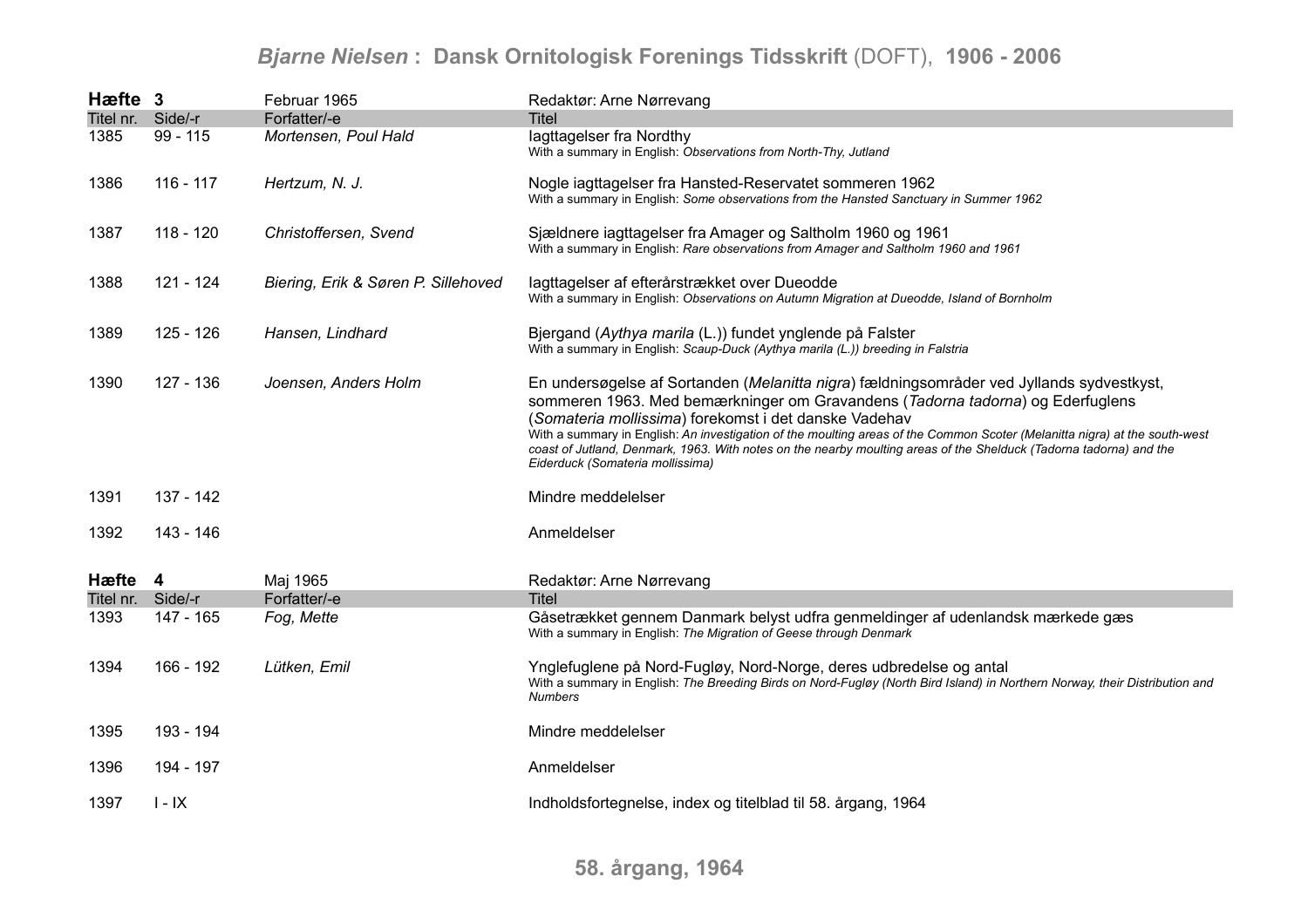| Hæfte 3 | | Februar 1965 | Redaktør: Arne Nørrevang |
|---|---|---|---|
| Titel nr. | Side/-r | Forfatter/-e | Titel |
| 1385 | 99 - 115 | *Mortensen, Poul Hald* | Iagttagelser fra Nordthy<br>With a summary in English: *Observations from North-Thy, Jutland* |
| 1386 | 116 - 117 | *Hertzum, N. J.* | Nogle iagttagelser fra Hansted-Reservatet sommeren 1962<br>With a summary in English: *Some observations from the Hansted Sanctuary in Summer 1962* |
| 1387 | 118 - 120 | *Christoffersen, Svend* | Sjældnere iagttagelser fra Amager og Saltholm 1960 og 1961<br>With a summary in English: *Rare observations from Amager and Saltholm 1960 and 1961* |
| 1388 | 121 - 124 | *Biering, Erik & Søren P. Sillehoved* | Iagttagelser af efterårstrækket over Dueodde<br>With a summary in English: *Observations on Autumn Migration at Dueodde, Island of Bornholm* |
| 1389 | 125 - 126 | *Hansen, Lindhard* | Bjergand (*Aythya marila* (L.)) fundet ynglende på Falster<br>With a summary in English: *Scaup-Duck (Aythya marila (L.)) breeding in Falstria* |
| 1390 | 127 - 136 | *Joensen, Anders Holm* | En undersøgelse af Sortanden (*Melanitta nigra*) fældningsområder ved Jyllands sydvestkyst, sommeren 1963. Med bemærkninger om Gravandens (*Tadorna tadorna*) og Ederfuglens (*Somateria mollissima*) forekomst i det danske Vadehav<br>With a summary in English: *An investigation of the moulting areas of the Common Scoter (Melanitta nigra) at the south-west coast of Jutland, Denmark, 1963. With notes on the nearby moulting areas of the Shelduck (Tadorna tadorna) and the Eiderduck (Somateria mollissima)* |
| 1391 | 137 - 142 | | Mindre meddelelser |
| 1392 | 143 - 146 | | Anmeldelser |

| Hæfte 4 | | Maj 1965 | Redaktør: Arne Nørrevang |
|---|---|---|---|
| Titel nr. | Side/-r | Forfatter/-e | Titel |
| 1393 | 147 - 165 | *Fog, Mette* | Gåsetrækket gennem Danmark belyst udfra genmeldinger af udenlandsk mærkede gæs<br>With a summary in English: *The Migration of Geese through Denmark* |
| 1394 | 166 - 192 | *Lütken, Emil* | Ynglefuglene på Nord-Fugløy, Nord-Norge, deres udbredelse og antal<br>With a summary in English: *The Breeding Birds on Nord-Fugløy (North Bird Island) in Northern Norway, their Distribution and Numbers* |
| 1395 | 193 - 194 | | Mindre meddelelser |
| 1396 | 194 - 197 | | Anmeldelser |
| 1397 | I - IX | | Indholdsfortegnelse, index og titelblad til 58. årgang, 1964 |

**58. årgang, 1964**